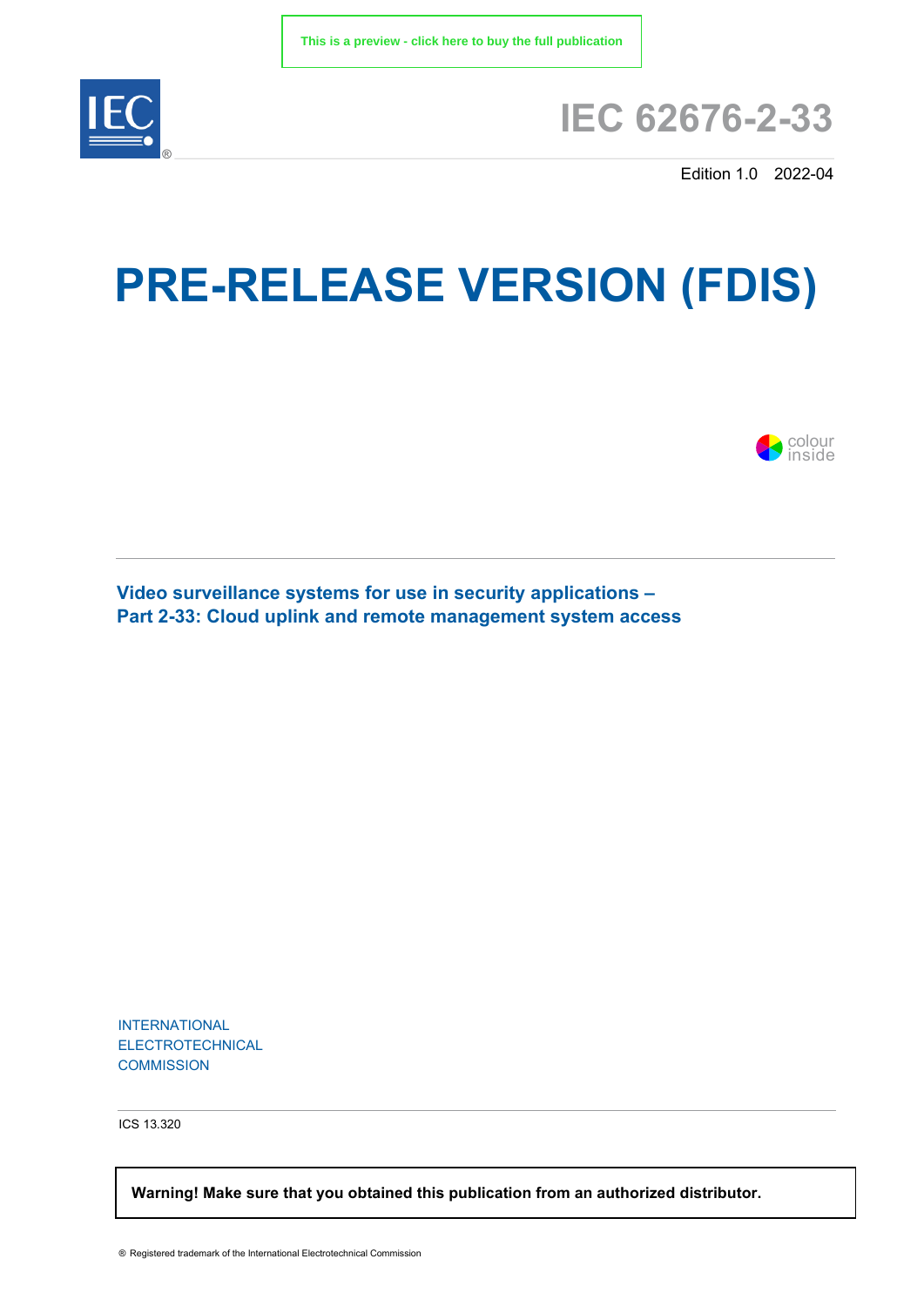This is a preview - click here to buy the full publication

# IEC 62676-2-33

Edition 1.0 2022-04

# PRE-RELEASE VERSION (FDIS)

colour inside

## Video surveillance systems for use in security applications – Part 2-33: Cloud uplink and remote management system access

INTERNATIONAL
ELECTROTECHNICAL
COMMISSION

ICS 13.320

**Warning! Make sure that you obtained this publication from an authorized distributor.**

® Registered trademark of the International Electrotechnical Commission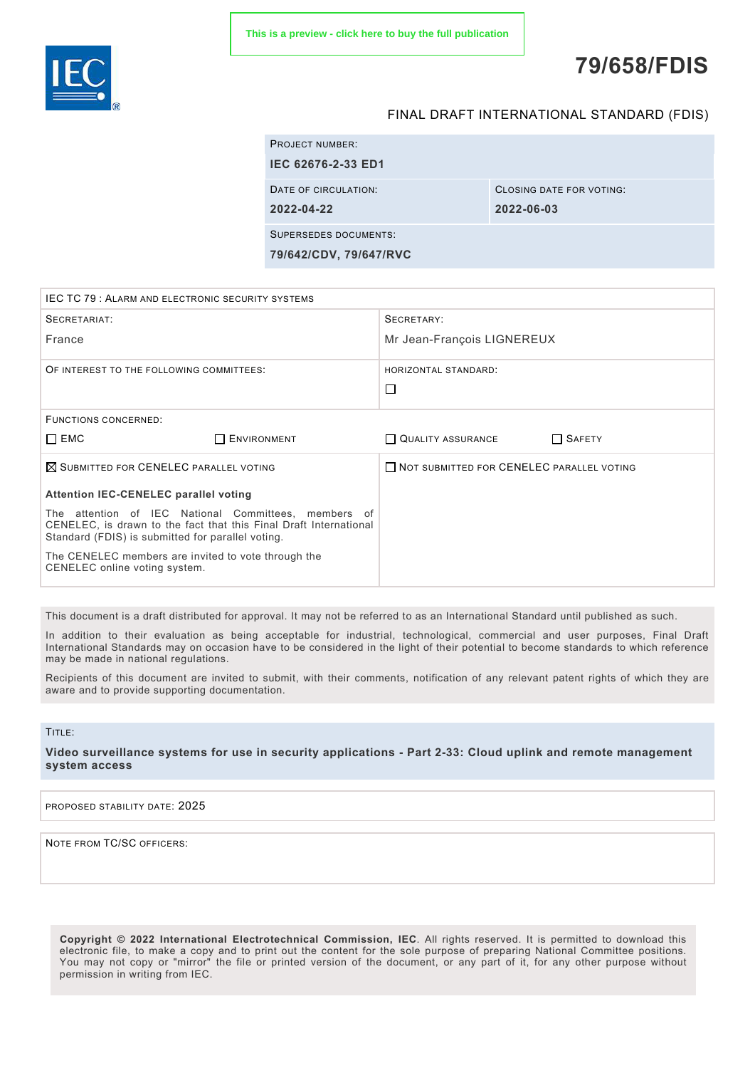This is a preview - click here to buy the full publication

# 79/658/FDIS

FINAL DRAFT INTERNATIONAL STANDARD (FDIS)

| PROJECT NUMBER: | |
| --- | --- |
| **IEC 62676-2-33 ED1** | |
| DATE OF CIRCULATION: **2022-04-22** | CLOSING DATE FOR VOTING: **2022-06-03** |
| SUPERSEDES DOCUMENTS: **79/642/CDV, 79/647/RVC** | |

| IEC TC 79 : ALARM AND ELECTRONIC SECURITY SYSTEMS | |
| --- | --- |
| SECRETARIAT: France | SECRETARY: Mr Jean-François LIGNEREUX |
| OF INTEREST TO THE FOLLOWING COMMITTEES: | HORIZONTAL STANDARD: ☐ |
| FUNCTIONS CONCERNED: ☐ EMC ☐ ENVIRONMENT | ☐ QUALITY ASSURANCE ☐ SAFETY |
| ☒ SUBMITTED FOR CENELEC PARALLEL VOTING<br><br>**Attention IEC-CENELEC parallel voting**<br><br>The attention of IEC National Committees, members of CENELEC, is drawn to the fact that this Final Draft International Standard (FDIS) is submitted for parallel voting.<br><br>The CENELEC members are invited to vote through the CENELEC online voting system. | ☐ NOT SUBMITTED FOR CENELEC PARALLEL VOTING |

This document is a draft distributed for approval. It may not be referred to as an International Standard until published as such.

In addition to their evaluation as being acceptable for industrial, technological, commercial and user purposes, Final Draft International Standards may on occasion have to be considered in the light of their potential to become standards to which reference may be made in national regulations.

Recipients of this document are invited to submit, with their comments, notification of any relevant patent rights of which they are aware and to provide supporting documentation.

TITLE:

**Video surveillance systems for use in security applications - Part 2-33: Cloud uplink and remote management system access**

PROPOSED STABILITY DATE: 2025

NOTE FROM TC/SC OFFICERS:

**Copyright © 2022 International Electrotechnical Commission, IEC**. All rights reserved. It is permitted to download this electronic file, to make a copy and to print out the content for the sole purpose of preparing National Committee positions. You may not copy or "mirror" the file or printed version of the document, or any part of it, for any other purpose without permission in writing from IEC.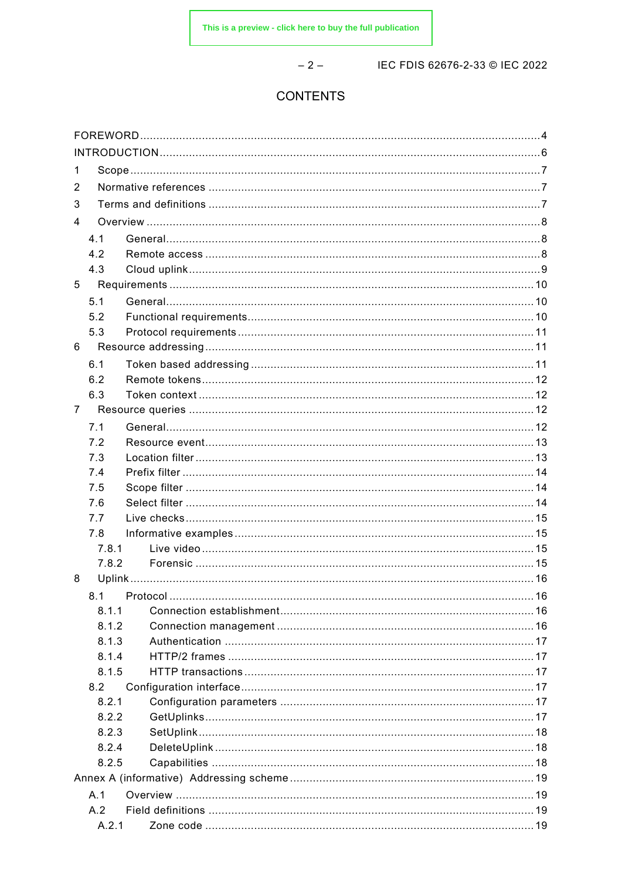# CONTENTS

FOREWORD ........................................................................................................................ 4

INTRODUCTION .................................................................................................................. 6

1 Scope ........................................................................................................................... 7

2 Normative references .................................................................................................... 7

3 Terms and definitions .................................................................................................... 7

4 Overview ...................................................................................................................... 8

- 4.1 General ................................................................................................................ 8
- 4.2 Remote access ..................................................................................................... 8
- 4.3 Cloud uplink ......................................................................................................... 9

5 Requirements .............................................................................................................. 10

- 5.1 General ............................................................................................................... 10
- 5.2 Functional requirements ....................................................................................... 10
- 5.3 Protocol requirements .......................................................................................... 11

6 Resource addressing .................................................................................................... 11

- 6.1 Token based addressing ....................................................................................... 11
- 6.2 Remote tokens ..................................................................................................... 12
- 6.3 Token context ...................................................................................................... 12

7 Resource queries ......................................................................................................... 12

- 7.1 General ............................................................................................................... 12
- 7.2 Resource event .................................................................................................... 13
- 7.3 Location filter ...................................................................................................... 13
- 7.4 Prefix filter .......................................................................................................... 14
- 7.5 Scope filter .......................................................................................................... 14
- 7.6 Select filter .......................................................................................................... 14
- 7.7 Live checks .......................................................................................................... 15
- 7.8 Informative examples ........................................................................................... 15
  - 7.8.1 Live video ..................................................................................................... 15
  - 7.8.2 Forensic ....................................................................................................... 15

8 Uplink ......................................................................................................................... 16

- 8.1 Protocol .............................................................................................................. 16
  - 8.1.1 Connection establishment .............................................................................. 16
  - 8.1.2 Connection management ................................................................................ 16
  - 8.1.3 Authentication .............................................................................................. 17
  - 8.1.4 HTTP/2 frames .............................................................................................. 17
  - 8.1.5 HTTP transactions ......................................................................................... 17
- 8.2 Configuration interface ......................................................................................... 17
  - 8.2.1 Configuration parameters ............................................................................... 17
  - 8.2.2 GetUplinks .................................................................................................... 17
  - 8.2.3 SetUplink ...................................................................................................... 18
  - 8.2.4 DeleteUplink ................................................................................................. 18
  - 8.2.5 Capabilities ................................................................................................... 18

Annex A (informative) Addressing scheme ........................................................................ 19

- A.1 Overview ............................................................................................................. 19
- A.2 Field definitions ................................................................................................... 19
  - A.2.1 Zone code ..................................................................................................... 19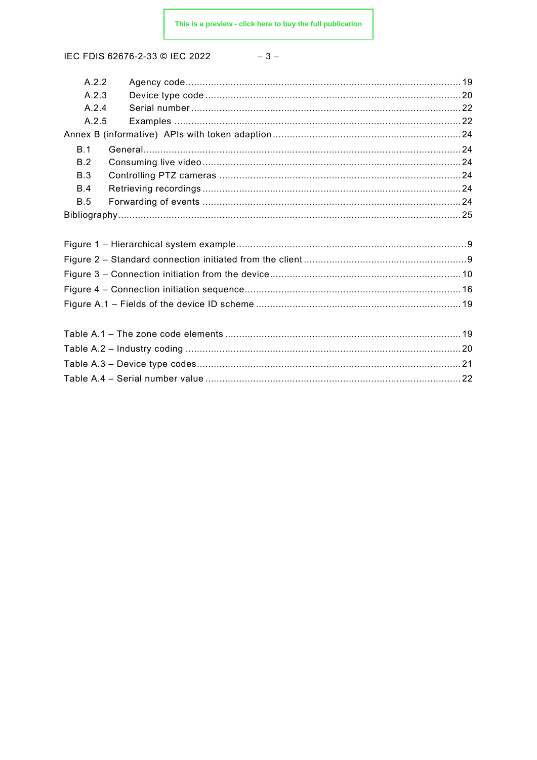A.2.2 Agency code ........................................................................................................ 19
A.2.3 Device type code ................................................................................................. 20
A.2.4 Serial number ...................................................................................................... 22
A.2.5 Examples ............................................................................................................ 22

Annex B (informative) APIs with token adaption ................................................................. 24

B.1 General ....................................................................................................................... 24
B.2 Consuming live video .................................................................................................. 24
B.3 Controlling PTZ cameras ............................................................................................. 24
B.4 Retrieving recordings ................................................................................................... 24
B.5 Forwarding of events ................................................................................................... 24

Bibliography ....................................................................................................................... 25

Figure 1 – Hierarchical system example ................................................................................ 9
Figure 2 – Standard connection initiated from the client ......................................................... 9
Figure 3 – Connection initiation from the device .................................................................. 10
Figure 4 – Connection initiation sequence ........................................................................... 16
Figure A.1 – Fields of the device ID scheme ....................................................................... 19

Table A.1 – The zone code elements .................................................................................. 19
Table A.2 – Industry coding ................................................................................................ 20
Table A.3 – Device type codes ............................................................................................ 21
Table A.4 – Serial number value ......................................................................................... 22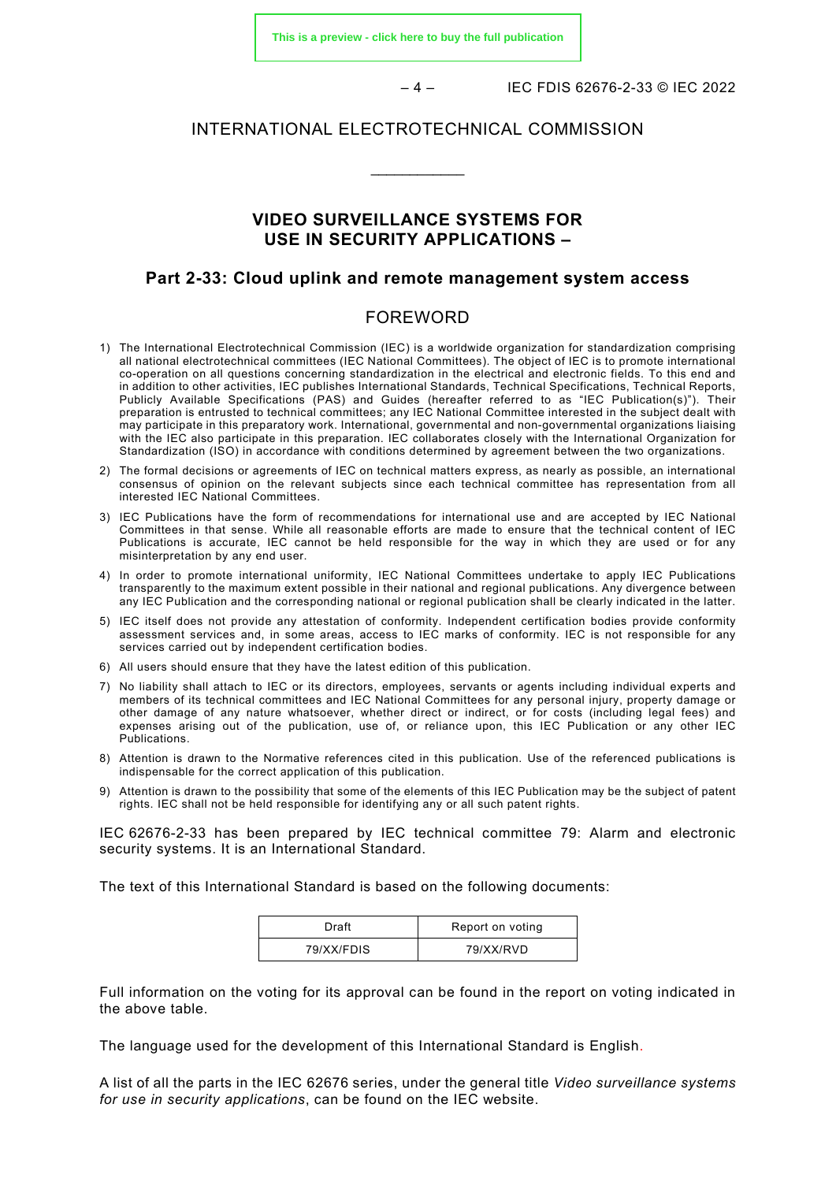# INTERNATIONAL ELECTROTECHNICAL COMMISSION

\_\_\_\_\_\_\_\_\_\_\_\_

## VIDEO SURVEILLANCE SYSTEMS FOR USE IN SECURITY APPLICATIONS –

## Part 2-33: Cloud uplink and remote management system access

## FOREWORD

1) The International Electrotechnical Commission (IEC) is a worldwide organization for standardization comprising all national electrotechnical committees (IEC National Committees). The object of IEC is to promote international co-operation on all questions concerning standardization in the electrical and electronic fields. To this end and in addition to other activities, IEC publishes International Standards, Technical Specifications, Technical Reports, Publicly Available Specifications (PAS) and Guides (hereafter referred to as "IEC Publication(s)"). Their preparation is entrusted to technical committees; any IEC National Committee interested in the subject dealt with may participate in this preparatory work. International, governmental and non-governmental organizations liaising with the IEC also participate in this preparation. IEC collaborates closely with the International Organization for Standardization (ISO) in accordance with conditions determined by agreement between the two organizations.
2) The formal decisions or agreements of IEC on technical matters express, as nearly as possible, an international consensus of opinion on the relevant subjects since each technical committee has representation from all interested IEC National Committees.
3) IEC Publications have the form of recommendations for international use and are accepted by IEC National Committees in that sense. While all reasonable efforts are made to ensure that the technical content of IEC Publications is accurate, IEC cannot be held responsible for the way in which they are used or for any misinterpretation by any end user.
4) In order to promote international uniformity, IEC National Committees undertake to apply IEC Publications transparently to the maximum extent possible in their national and regional publications. Any divergence between any IEC Publication and the corresponding national or regional publication shall be clearly indicated in the latter.
5) IEC itself does not provide any attestation of conformity. Independent certification bodies provide conformity assessment services and, in some areas, access to IEC marks of conformity. IEC is not responsible for any services carried out by independent certification bodies.
6) All users should ensure that they have the latest edition of this publication.
7) No liability shall attach to IEC or its directors, employees, servants or agents including individual experts and members of its technical committees and IEC National Committees for any personal injury, property damage or other damage of any nature whatsoever, whether direct or indirect, or for costs (including legal fees) and expenses arising out of the publication, use of, or reliance upon, this IEC Publication or any other IEC Publications.
8) Attention is drawn to the Normative references cited in this publication. Use of the referenced publications is indispensable for the correct application of this publication.
9) Attention is drawn to the possibility that some of the elements of this IEC Publication may be the subject of patent rights. IEC shall not be held responsible for identifying any or all such patent rights.

IEC 62676-2-33 has been prepared by IEC technical committee 79: Alarm and electronic security systems. It is an International Standard.

The text of this International Standard is based on the following documents:

| Draft | Report on voting |
|---|---|
| 79/XX/FDIS | 79/XX/RVD |

Full information on the voting for its approval can be found in the report on voting indicated in the above table.

The language used for the development of this International Standard is English.

A list of all the parts in the IEC 62676 series, under the general title *Video surveillance systems for use in security applications*, can be found on the IEC website.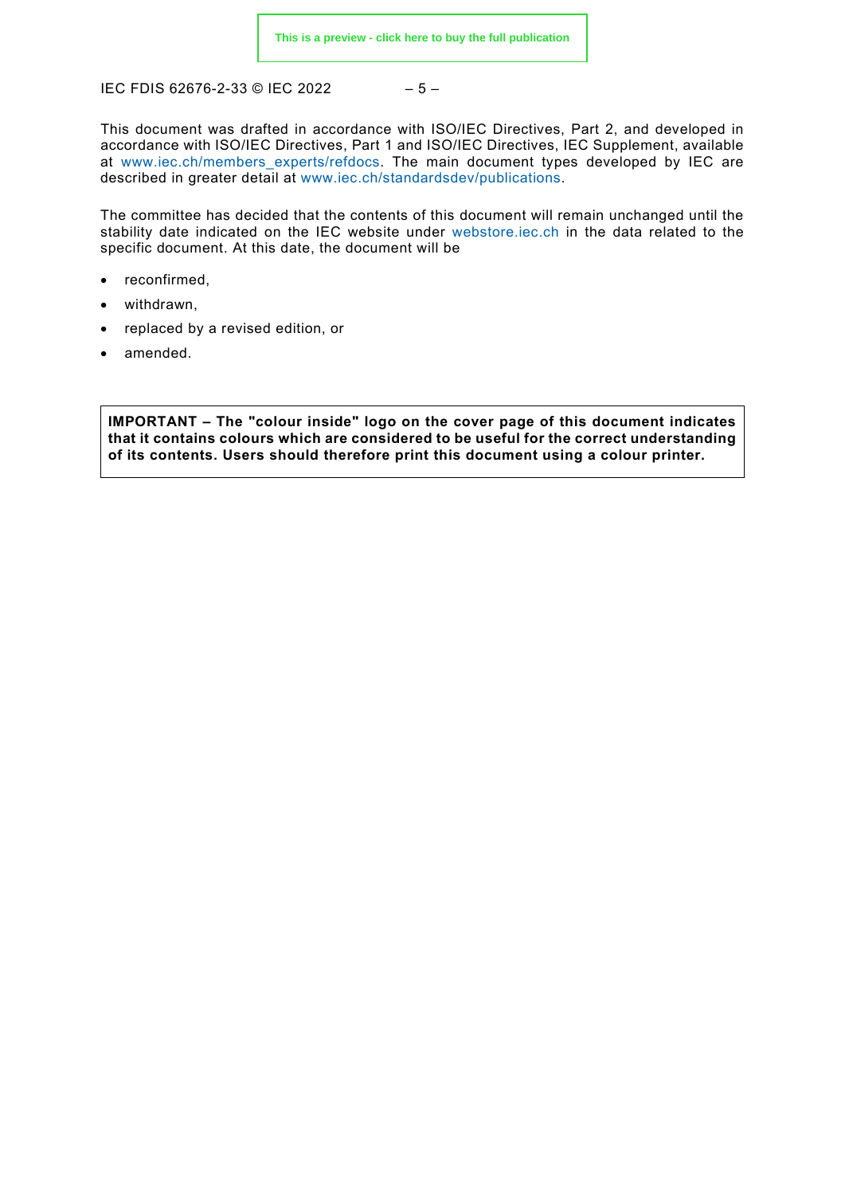This document was drafted in accordance with ISO/IEC Directives, Part 2, and developed in accordance with ISO/IEC Directives, Part 1 and ISO/IEC Directives, IEC Supplement, available at www.iec.ch/members_experts/refdocs. The main document types developed by IEC are described in greater detail at www.iec.ch/standardsdev/publications.

The committee has decided that the contents of this document will remain unchanged until the stability date indicated on the IEC website under webstore.iec.ch in the data related to the specific document. At this date, the document will be

- reconfirmed,
- withdrawn,
- replaced by a revised edition, or
- amended.

**IMPORTANT – The "colour inside" logo on the cover page of this document indicates that it contains colours which are considered to be useful for the correct understanding of its contents. Users should therefore print this document using a colour printer.**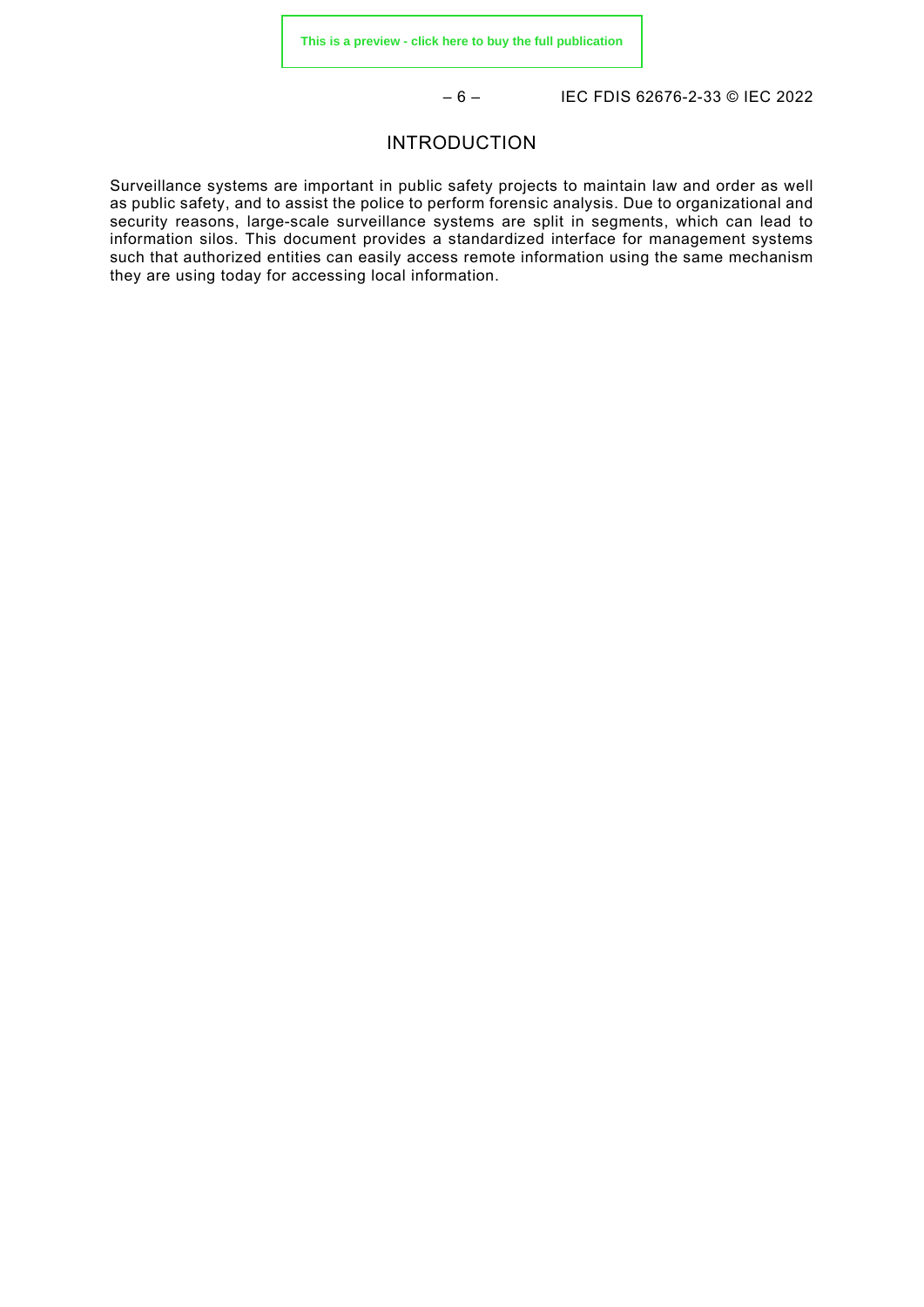# INTRODUCTION

Surveillance systems are important in public safety projects to maintain law and order as well as public safety, and to assist the police to perform forensic analysis. Due to organizational and security reasons, large-scale surveillance systems are split in segments, which can lead to information silos. This document provides a standardized interface for management systems such that authorized entities can easily access remote information using the same mechanism they are using today for accessing local information.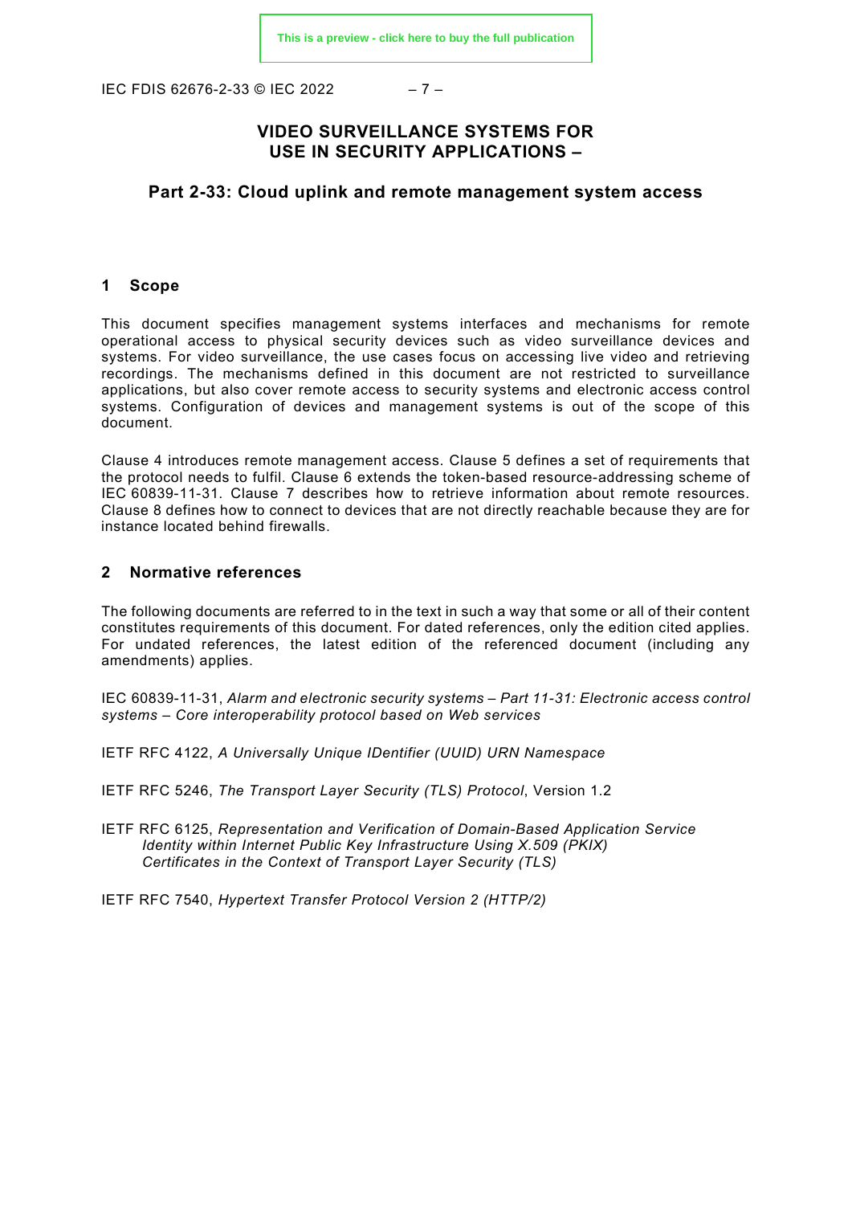# VIDEO SURVEILLANCE SYSTEMS FOR USE IN SECURITY APPLICATIONS –

## Part 2-33: Cloud uplink and remote management system access

### 1 Scope

This document specifies management systems interfaces and mechanisms for remote operational access to physical security devices such as video surveillance devices and systems. For video surveillance, the use cases focus on accessing live video and retrieving recordings. The mechanisms defined in this document are not restricted to surveillance applications, but also cover remote access to security systems and electronic access control systems. Configuration of devices and management systems is out of the scope of this document.

Clause 4 introduces remote management access. Clause 5 defines a set of requirements that the protocol needs to fulfil. Clause 6 extends the token-based resource-addressing scheme of IEC 60839-11-31. Clause 7 describes how to retrieve information about remote resources. Clause 8 defines how to connect to devices that are not directly reachable because they are for instance located behind firewalls.

### 2 Normative references

The following documents are referred to in the text in such a way that some or all of their content constitutes requirements of this document. For dated references, only the edition cited applies. For undated references, the latest edition of the referenced document (including any amendments) applies.

IEC 60839-11-31, *Alarm and electronic security systems – Part 11-31: Electronic access control systems – Core interoperability protocol based on Web services*

IETF RFC 4122, *A Universally Unique IDentifier (UUID) URN Namespace*

IETF RFC 5246, *The Transport Layer Security (TLS) Protocol*, Version 1.2

IETF RFC 6125, *Representation and Verification of Domain-Based Application Service Identity within Internet Public Key Infrastructure Using X.509 (PKIX) Certificates in the Context of Transport Layer Security (TLS)*

IETF RFC 7540, *Hypertext Transfer Protocol Version 2 (HTTP/2)*